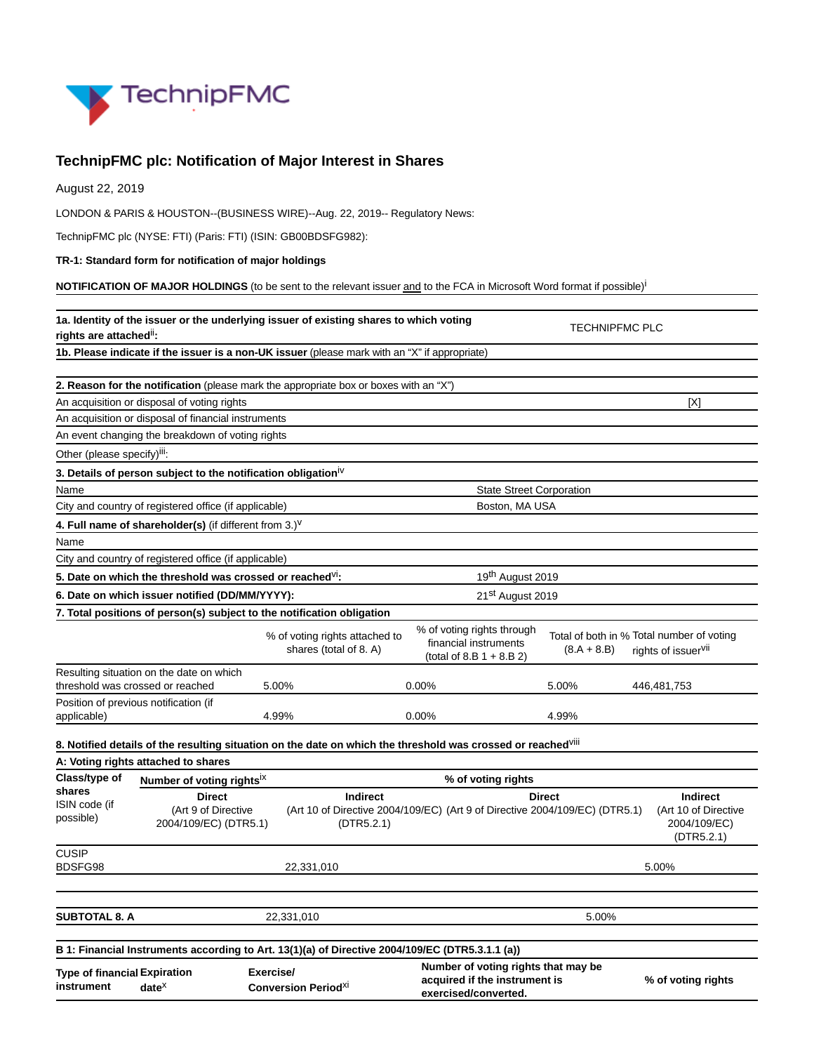# TechnipFMC plc: Notification of Major Interest in Shares

August 22, 2019

LONDON & PARIS & HOUSTON--(BUSINESS WIRE)--Aug. 22, 2019-- Regulatory News:

TechnipFMC plc (NYSE: FTI) (Paris: FTI) (ISIN: GB00BDSFG982):

**TR-1: Standard form for notification of major holdings**

**NOTIFICATION OF MAJOR HOLDINGS** (to be sent to the relevant issuer and to the FCA in Microsoft Word format if possible)[i]

| | |
|---|---|
| **1a. Identity of the issuer or the underlying issuer of existing shares to which voting rights are attached**[ii]**:** | TECHNIPFMC PLC |
| **1b. Please indicate if the issuer is a non-UK issuer** (please mark with an "X" if appropriate) | |

| | |
|---|---|
| **2. Reason for the notification** (please mark the appropriate box or boxes with an "X") | |
| An acquisition or disposal of voting rights | [X] |
| An acquisition or disposal of financial instruments | |
| An event changing the breakdown of voting rights | |
| Other (please specify)[iii]: | |

| | |
|---|---|
| **3. Details of person subject to the notification obligation**[iv] | |
| Name | State Street Corporation |
| City and country of registered office (if applicable) | Boston, MA USA |
| **4. Full name of shareholder(s)** (if different from 3.)[v] | |
| Name | |
| City and country of registered office (if applicable) | |
| **5. Date on which the threshold was crossed or reached**[vi]**:** | 19th August 2019 |
| **6. Date on which issuer notified (DD/MM/YYYY):** | 21st August 2019 |

**7. Total positions of person(s) subject to the notification obligation**

| | % of voting rights attached to shares (total of 8. A) | % of voting rights through financial instruments (total of 8.B 1 + 8.B 2) | Total of both in % (8.A + 8.B) | Total number of voting rights of issuer[vii] |
|---|---|---|---|---|
| Resulting situation on the date on which threshold was crossed or reached | 5.00% | 0.00% | 5.00% | 446,481,753 |
| Position of previous notification (if applicable) | 4.99% | 0.00% | 4.99% | |

**8. Notified details of the resulting situation on the date on which the threshold was crossed or reached**[viii]

**A: Voting rights attached to shares**

| **Class/type of shares** ISIN code (if possible) | **Number of voting rights**[ix] | | **% of voting rights** | |
|---|---|---|---|---|
| | **Direct** (Art 9 of Directive 2004/109/EC) (DTR5.1) | **Indirect** (Art 10 of Directive 2004/109/EC) (DTR5.2.1) | **Direct** (Art 9 of Directive 2004/109/EC) (DTR5.1) | **Indirect** (Art 10 of Directive 2004/109/EC) (DTR5.2.1) |
| CUSIP BDSFG98 | | 22,331,010 | | 5.00% |
| | | | | |
| **SUBTOTAL 8. A** | 22,331,010 | | 5.00% | |

**B 1: Financial Instruments according to Art. 13(1)(a) of Directive 2004/109/EC (DTR5.3.1.1 (a))**

| **Type of financial instrument** | **Expiration date**[x] | **Exercise/ Conversion Period**[xi] | **Number of voting rights that may be acquired if the instrument is exercised/converted.** | **% of voting rights** |
|---|---|---|---|---|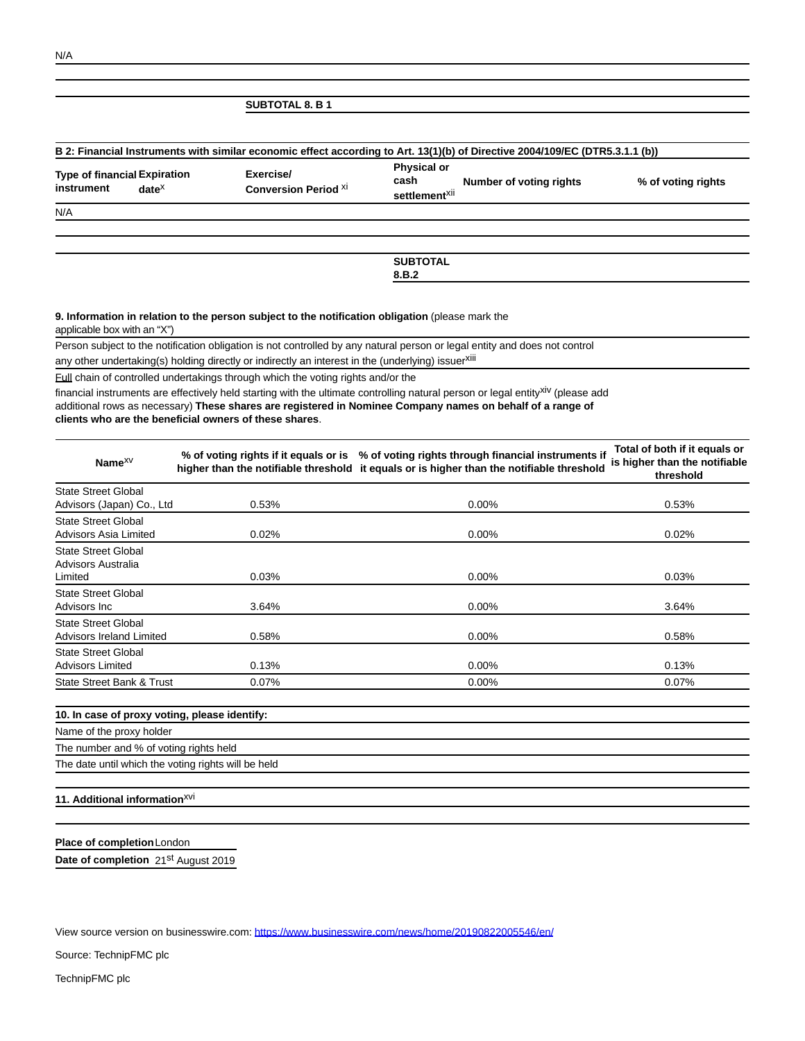N/A

| | | | | | |
|---|---|---|---|---|---|
| | | SUBTOTAL 8. B 1 | | | |

| B 2: Financial Instruments with similar economic effect according to Art. 13(1)(b) of Directive 2004/109/EC (DTR5.3.1.1 (b)) | | | | | |
|---|---|---|---|---|---|
| **Type of financial instrument** | **Expiration date**[x] | **Exercise/ Conversion Period**[xi] | **Physical or cash settlement**[xii] | **Number of voting rights** | **% of voting rights** |
| N/A | | | | | |
| | | | | | |
| | | | **SUBTOTAL 8.B.2** | | |

**9. Information in relation to the person subject to the notification obligation** (please mark the applicable box with an "X")

Person subject to the notification obligation is not controlled by any natural person or legal entity and does not control any other undertaking(s) holding directly or indirectly an interest in the (underlying) issuer[xiii]

Full chain of controlled undertakings through which the voting rights and/or the financial instruments are effectively held starting with the ultimate controlling natural person or legal entity[xiv] (please add additional rows as necessary) **These shares are registered in Nominee Company names on behalf of a range of clients who are the beneficial owners of these shares**.

| **Name**[xv] | **% of voting rights if it equals or is higher than the notifiable threshold** | **% of voting rights through financial instruments if it equals or is higher than the notifiable threshold** | **Total of both if it equals or is higher than the notifiable threshold** |
|---|---|---|---|
| State Street Global Advisors (Japan) Co., Ltd | 0.53% | 0.00% | 0.53% |
| State Street Global Advisors Asia Limited | 0.02% | 0.00% | 0.02% |
| State Street Global Advisors Australia Limited | 0.03% | 0.00% | 0.03% |
| State Street Global Advisors Inc | 3.64% | 0.00% | 3.64% |
| State Street Global Advisors Ireland Limited | 0.58% | 0.00% | 0.58% |
| State Street Global Advisors Limited | 0.13% | 0.00% | 0.13% |
| State Street Bank & Trust | 0.07% | 0.00% | 0.07% |

**10. In case of proxy voting, please identify:**

Name of the proxy holder

The number and % of voting rights held

The date until which the voting rights will be held

**11. Additional information**[xvi]

**Place of completion** London

**Date of completion** 21st August 2019

View source version on businesswire.com: https://www.businesswire.com/news/home/20190822005546/en/

Source: TechnipFMC plc

TechnipFMC plc